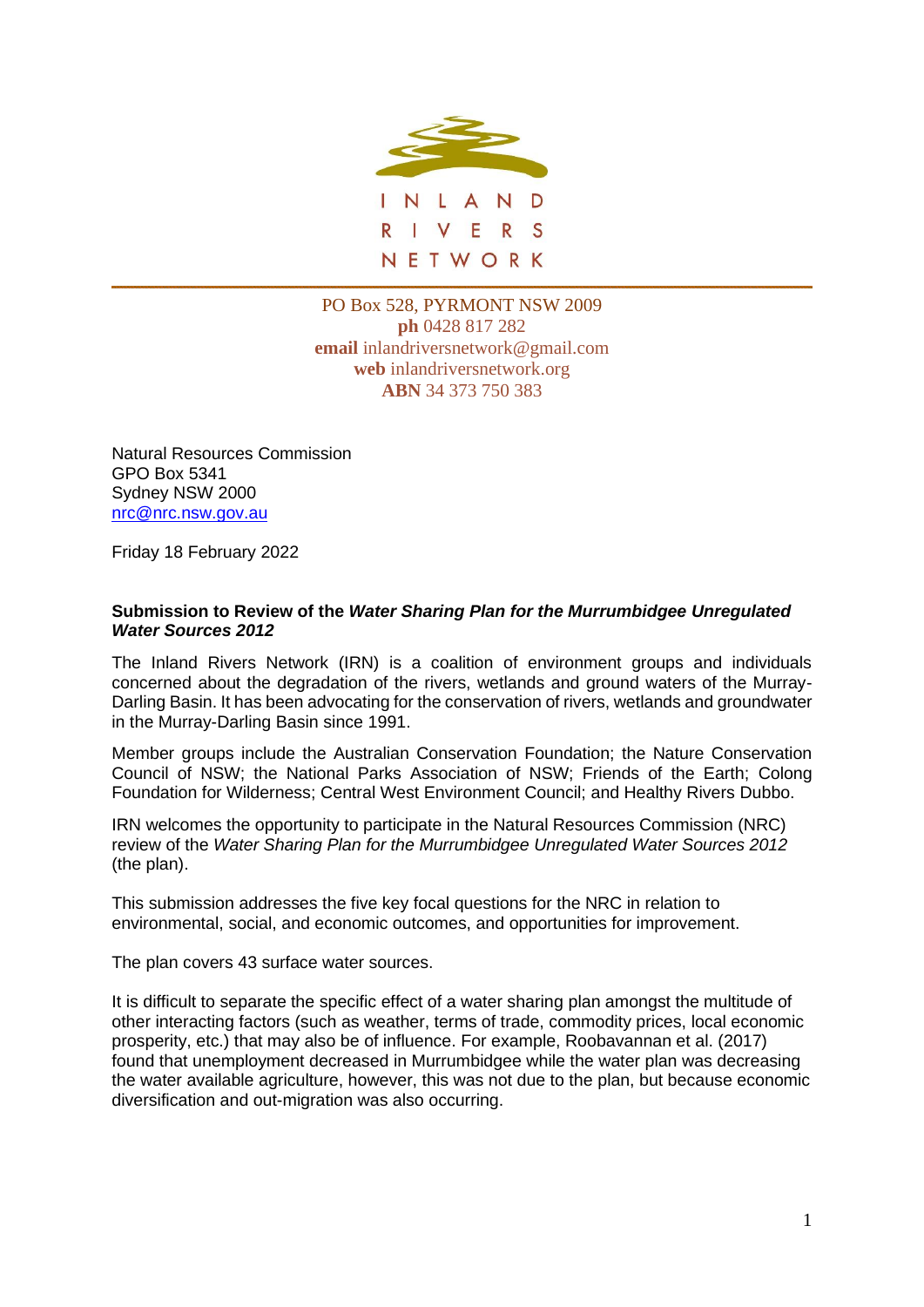INLAND RIVERS NETWORK

PO Box 528, PYRMONT NSW 2009
**ph** 0428 817 282
**email** inlandriversnetwork@gmail.com
**web** inlandriversnetwork.org
**ABN** 34 373 750 383

Natural Resources Commission
GPO Box 5341
Sydney NSW 2000
nrc@nrc.nsw.gov.au

Friday 18 February 2022

**Submission to Review of the *Water Sharing Plan for the Murrumbidgee Unregulated Water Sources 2012***

The Inland Rivers Network (IRN) is a coalition of environment groups and individuals concerned about the degradation of the rivers, wetlands and ground waters of the Murray-Darling Basin. It has been advocating for the conservation of rivers, wetlands and groundwater in the Murray-Darling Basin since 1991.

Member groups include the Australian Conservation Foundation; the Nature Conservation Council of NSW; the National Parks Association of NSW; Friends of the Earth; Colong Foundation for Wilderness; Central West Environment Council; and Healthy Rivers Dubbo.

IRN welcomes the opportunity to participate in the Natural Resources Commission (NRC) review of the *Water Sharing Plan for the Murrumbidgee Unregulated Water Sources 2012* (the plan).

This submission addresses the five key focal questions for the NRC in relation to environmental, social, and economic outcomes, and opportunities for improvement.

The plan covers 43 surface water sources.

It is difficult to separate the specific effect of a water sharing plan amongst the multitude of other interacting factors (such as weather, terms of trade, commodity prices, local economic prosperity, etc.) that may also be of influence. For example, Roobavannan et al. (2017) found that unemployment decreased in Murrumbidgee while the water plan was decreasing the water available agriculture, however, this was not due to the plan, but because economic diversification and out-migration was also occurring.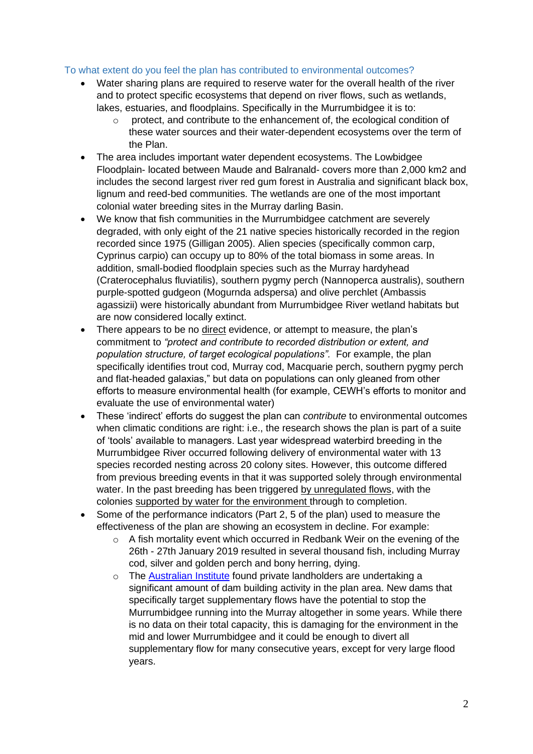### To what extent do you feel the plan has contributed to environmental outcomes?

- Water sharing plans are required to reserve water for the overall health of the river and to protect specific ecosystems that depend on river flows, such as wetlands, lakes, estuaries, and floodplains. Specifically in the Murrumbidgee it is to:
    - protect, and contribute to the enhancement of, the ecological condition of these water sources and their water-dependent ecosystems over the term of the Plan.
- The area includes important water dependent ecosystems. The Lowbidgee Floodplain- located between Maude and Balranald- covers more than 2,000 km2 and includes the second largest river red gum forest in Australia and significant black box, lignum and reed-bed communities. The wetlands are one of the most important colonial water breeding sites in the Murray darling Basin.
- We know that fish communities in the Murrumbidgee catchment are severely degraded, with only eight of the 21 native species historically recorded in the region recorded since 1975 (Gilligan 2005). Alien species (specifically common carp, Cyprinus carpio) can occupy up to 80% of the total biomass in some areas. In addition, small-bodied floodplain species such as the Murray hardyhead (Craterocephalus fluviatilis), southern pygmy perch (Nannoperca australis), southern purple-spotted gudgeon (Mogurnda adspersa) and olive perchlet (Ambassis agassizii) were historically abundant from Murrumbidgee River wetland habitats but are now considered locally extinct.
- There appears to be no <u>direct</u> evidence, or attempt to measure, the plan's commitment to *"protect and contribute to recorded distribution or extent, and population structure, of target ecological populations".* For example, the plan specifically identifies trout cod, Murray cod, Macquarie perch, southern pygmy perch and flat-headed galaxias," but data on populations can only gleaned from other efforts to measure environmental health (for example, CEWH's efforts to monitor and evaluate the use of environmental water)
- These 'indirect' efforts do suggest the plan can *contribute* to environmental outcomes when climatic conditions are right: i.e., the research shows the plan is part of a suite of 'tools' available to managers. Last year widespread waterbird breeding in the Murrumbidgee River occurred following delivery of environmental water with 13 species recorded nesting across 20 colony sites. However, this outcome differed from previous breeding events in that it was supported solely through environmental water. In the past breeding has been triggered <u>by unregulated flows</u>, with the colonies <u>supported by water for the environment</u> through to completion.
- Some of the performance indicators (Part 2, 5 of the plan) used to measure the effectiveness of the plan are showing an ecosystem in decline. For example:
    - A fish mortality event which occurred in Redbank Weir on the evening of the 26th - 27th January 2019 resulted in several thousand fish, including Murray cod, silver and golden perch and bony herring, dying.
    - The Australian Institute found private landholders are undertaking a significant amount of dam building activity in the plan area. New dams that specifically target supplementary flows have the potential to stop the Murrumbidgee running into the Murray altogether in some years. While there is no data on their total capacity, this is damaging for the environment in the mid and lower Murrumbidgee and it could be enough to divert all supplementary flow for many consecutive years, except for very large flood years.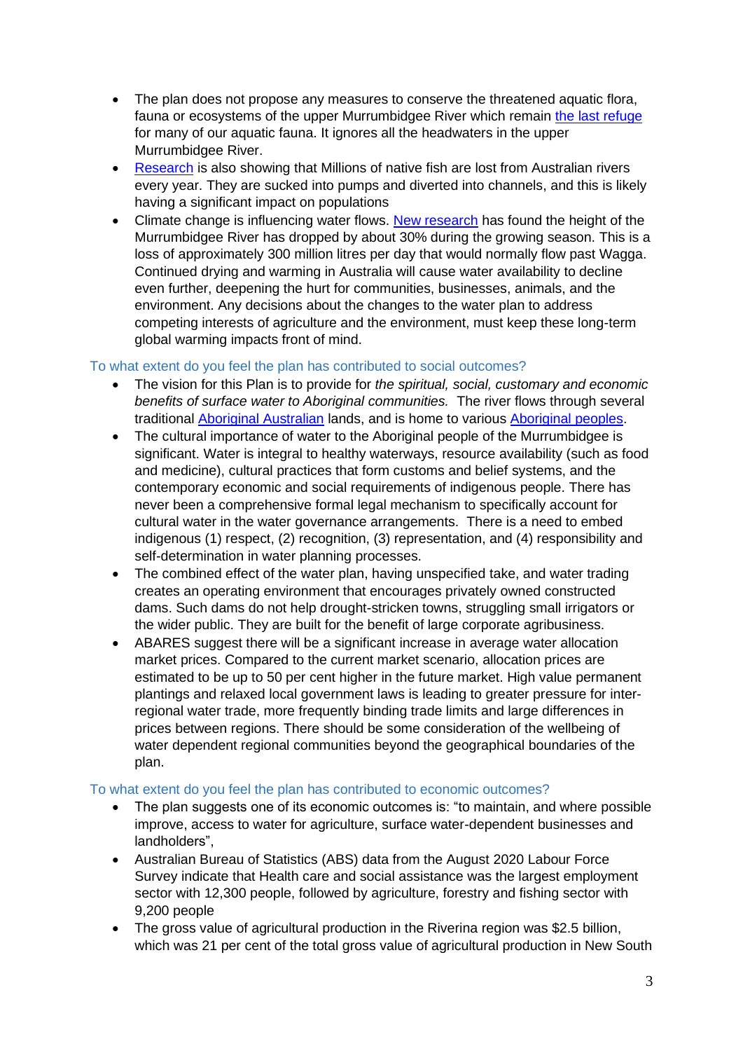- The plan does not propose any measures to conserve the threatened aquatic flora, fauna or ecosystems of the upper Murrumbidgee River which remain [the last refuge] for many of our aquatic fauna. It ignores all the headwaters in the upper Murrumbidgee River.
- [Research] is also showing that Millions of native fish are lost from Australian rivers every year. They are sucked into pumps and diverted into channels, and this is likely having a significant impact on populations
- Climate change is influencing water flows. [New research] has found the height of the Murrumbidgee River has dropped by about 30% during the growing season. This is a loss of approximately 300 million litres per day that would normally flow past Wagga. Continued drying and warming in Australia will cause water availability to decline even further, deepening the hurt for communities, businesses, animals, and the environment. Any decisions about the changes to the water plan to address competing interests of agriculture and the environment, must keep these long-term global warming impacts front of mind.

### To what extent do you feel the plan has contributed to social outcomes?

- The vision for this Plan is to provide for *the spiritual, social, customary and economic benefits of surface water to Aboriginal communities.* The river flows through several traditional [Aboriginal Australian] lands, and is home to various [Aboriginal peoples].
- The cultural importance of water to the Aboriginal people of the Murrumbidgee is significant. Water is integral to healthy waterways, resource availability (such as food and medicine), cultural practices that form customs and belief systems, and the contemporary economic and social requirements of indigenous people. There has never been a comprehensive formal legal mechanism to specifically account for cultural water in the water governance arrangements. There is a need to embed indigenous (1) respect, (2) recognition, (3) representation, and (4) responsibility and self-determination in water planning processes.
- The combined effect of the water plan, having unspecified take, and water trading creates an operating environment that encourages privately owned constructed dams. Such dams do not help drought-stricken towns, struggling small irrigators or the wider public. They are built for the benefit of large corporate agribusiness.
- ABARES suggest there will be a significant increase in average water allocation market prices. Compared to the current market scenario, allocation prices are estimated to be up to 50 per cent higher in the future market. High value permanent plantings and relaxed local government laws is leading to greater pressure for inter-regional water trade, more frequently binding trade limits and large differences in prices between regions. There should be some consideration of the wellbeing of water dependent regional communities beyond the geographical boundaries of the plan.

### To what extent do you feel the plan has contributed to economic outcomes?

- The plan suggests one of its economic outcomes is: "to maintain, and where possible improve, access to water for agriculture, surface water-dependent businesses and landholders",
- Australian Bureau of Statistics (ABS) data from the August 2020 Labour Force Survey indicate that Health care and social assistance was the largest employment sector with 12,300 people, followed by agriculture, forestry and fishing sector with 9,200 people
- The gross value of agricultural production in the Riverina region was $2.5 billion, which was 21 per cent of the total gross value of agricultural production in New South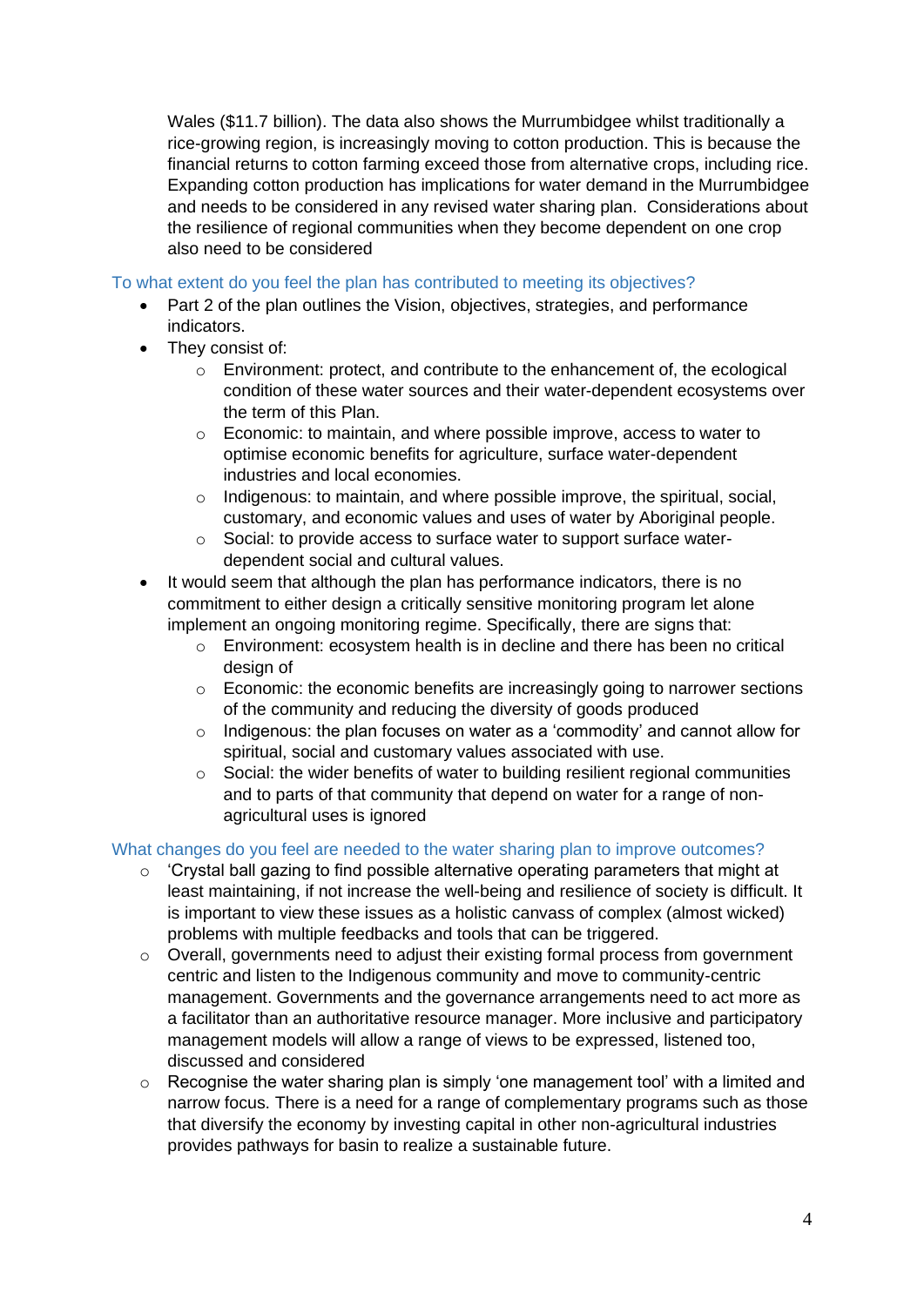Wales ($11.7 billion). The data also shows the Murrumbidgee whilst traditionally a rice-growing region, is increasingly moving to cotton production. This is because the financial returns to cotton farming exceed those from alternative crops, including rice. Expanding cotton production has implications for water demand in the Murrumbidgee and needs to be considered in any revised water sharing plan. Considerations about the resilience of regional communities when they become dependent on one crop also need to be considered

### To what extent do you feel the plan has contributed to meeting its objectives?

- Part 2 of the plan outlines the Vision, objectives, strategies, and performance indicators.
- They consist of:
  - Environment: protect, and contribute to the enhancement of, the ecological condition of these water sources and their water-dependent ecosystems over the term of this Plan.
  - Economic: to maintain, and where possible improve, access to water to optimise economic benefits for agriculture, surface water-dependent industries and local economies.
  - Indigenous: to maintain, and where possible improve, the spiritual, social, customary, and economic values and uses of water by Aboriginal people.
  - Social: to provide access to surface water to support surface water-dependent social and cultural values.
- It would seem that although the plan has performance indicators, there is no commitment to either design a critically sensitive monitoring program let alone implement an ongoing monitoring regime. Specifically, there are signs that:
  - Environment: ecosystem health is in decline and there has been no critical design of
  - Economic: the economic benefits are increasingly going to narrower sections of the community and reducing the diversity of goods produced
  - Indigenous: the plan focuses on water as a 'commodity' and cannot allow for spiritual, social and customary values associated with use.
  - Social: the wider benefits of water to building resilient regional communities and to parts of that community that depend on water for a range of non-agricultural uses is ignored

### What changes do you feel are needed to the water sharing plan to improve outcomes?

- 'Crystal ball gazing to find possible alternative operating parameters that might at least maintaining, if not increase the well-being and resilience of society is difficult. It is important to view these issues as a holistic canvass of complex (almost wicked) problems with multiple feedbacks and tools that can be triggered.
- Overall, governments need to adjust their existing formal process from government centric and listen to the Indigenous community and move to community-centric management. Governments and the governance arrangements need to act more as a facilitator than an authoritative resource manager. More inclusive and participatory management models will allow a range of views to be expressed, listened too, discussed and considered
- Recognise the water sharing plan is simply 'one management tool' with a limited and narrow focus. There is a need for a range of complementary programs such as those that diversify the economy by investing capital in other non-agricultural industries provides pathways for basin to realize a sustainable future.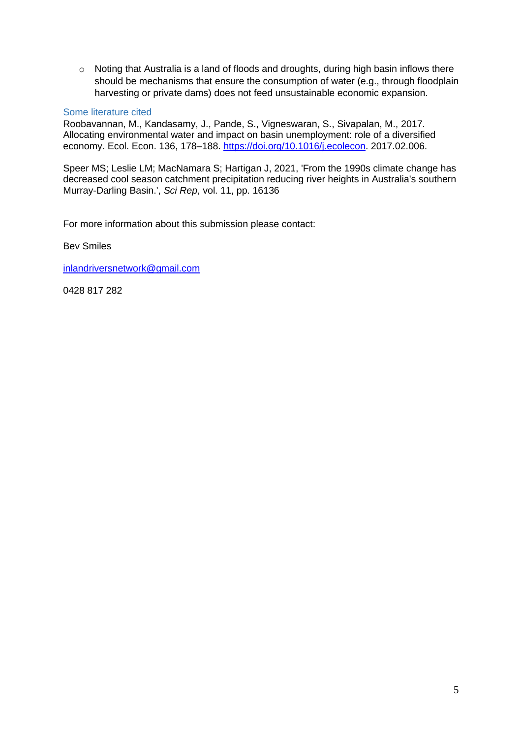- Noting that Australia is a land of floods and droughts, during high basin inflows there should be mechanisms that ensure the consumption of water (e.g., through floodplain harvesting or private dams) does not feed unsustainable economic expansion.

## Some literature cited

Roobavannan, M., Kandasamy, J., Pande, S., Vigneswaran, S., Sivapalan, M., 2017. Allocating environmental water and impact on basin unemployment: role of a diversified economy. Ecol. Econ. 136, 178–188. https://doi.org/10.1016/j.ecolecon. 2017.02.006.

Speer MS; Leslie LM; MacNamara S; Hartigan J, 2021, 'From the 1990s climate change has decreased cool season catchment precipitation reducing river heights in Australia's southern Murray-Darling Basin.', *Sci Rep*, vol. 11, pp. 16136

For more information about this submission please contact:

Bev Smiles

inlandriversnetwork@gmail.com

0428 817 282